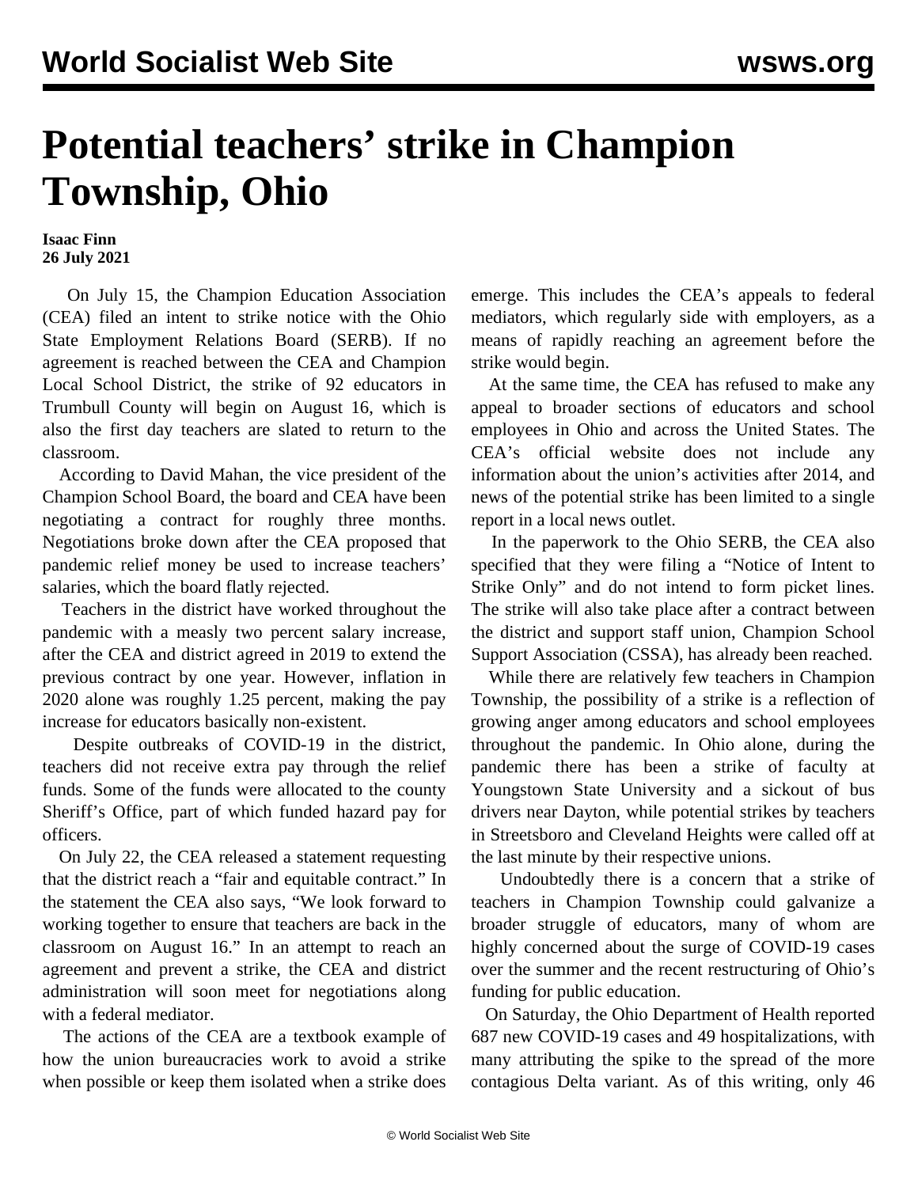# Potential teachers' strike in Champion Township, Ohio

**Isaac Finn**
**26 July 2021**

On July 15, the Champion Education Association (CEA) filed an intent to strike notice with the Ohio State Employment Relations Board (SERB). If no agreement is reached between the CEA and Champion Local School District, the strike of 92 educators in Trumbull County will begin on August 16, which is also the first day teachers are slated to return to the classroom.

According to David Mahan, the vice president of the Champion School Board, the board and CEA have been negotiating a contract for roughly three months. Negotiations broke down after the CEA proposed that pandemic relief money be used to increase teachers' salaries, which the board flatly rejected.

Teachers in the district have worked throughout the pandemic with a measly two percent salary increase, after the CEA and district agreed in 2019 to extend the previous contract by one year. However, inflation in 2020 alone was roughly 1.25 percent, making the pay increase for educators basically non-existent.

Despite outbreaks of COVID-19 in the district, teachers did not receive extra pay through the relief funds. Some of the funds were allocated to the county Sheriff's Office, part of which funded hazard pay for officers.

On July 22, the CEA released a statement requesting that the district reach a "fair and equitable contract." In the statement the CEA also says, "We look forward to working together to ensure that teachers are back in the classroom on August 16." In an attempt to reach an agreement and prevent a strike, the CEA and district administration will soon meet for negotiations along with a federal mediator.

The actions of the CEA are a textbook example of how the union bureaucracies work to avoid a strike when possible or keep them isolated when a strike does emerge. This includes the CEA's appeals to federal mediators, which regularly side with employers, as a means of rapidly reaching an agreement before the strike would begin.

At the same time, the CEA has refused to make any appeal to broader sections of educators and school employees in Ohio and across the United States. The CEA's official website does not include any information about the union's activities after 2014, and news of the potential strike has been limited to a single report in a local news outlet.

In the paperwork to the Ohio SERB, the CEA also specified that they were filing a "Notice of Intent to Strike Only" and do not intend to form picket lines. The strike will also take place after a contract between the district and support staff union, Champion School Support Association (CSSA), has already been reached.

While there are relatively few teachers in Champion Township, the possibility of a strike is a reflection of growing anger among educators and school employees throughout the pandemic. In Ohio alone, during the pandemic there has been a strike of faculty at Youngstown State University and a sickout of bus drivers near Dayton, while potential strikes by teachers in Streetsboro and Cleveland Heights were called off at the last minute by their respective unions.

Undoubtedly there is a concern that a strike of teachers in Champion Township could galvanize a broader struggle of educators, many of whom are highly concerned about the surge of COVID-19 cases over the summer and the recent restructuring of Ohio's funding for public education.

On Saturday, the Ohio Department of Health reported 687 new COVID-19 cases and 49 hospitalizations, with many attributing the spike to the spread of the more contagious Delta variant. As of this writing, only 46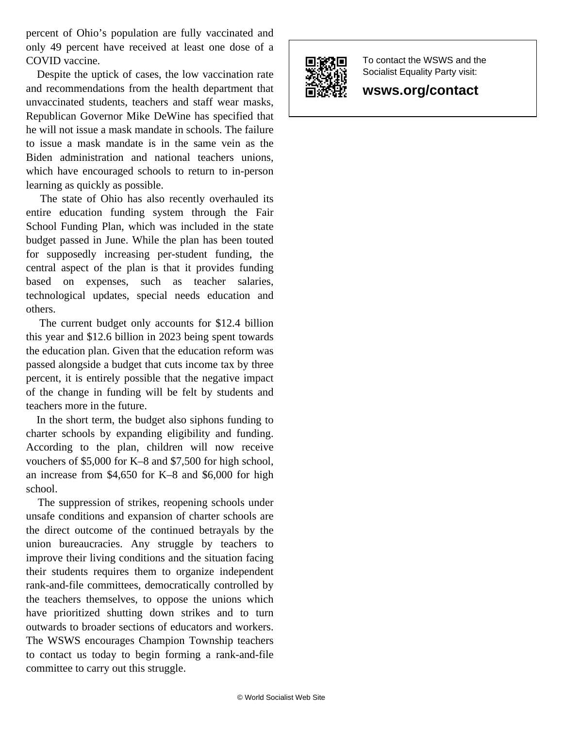percent of Ohio's population are fully vaccinated and only 49 percent have received at least one dose of a COVID vaccine.

Despite the uptick of cases, the low vaccination rate and recommendations from the health department that unvaccinated students, teachers and staff wear masks, Republican Governor Mike DeWine has specified that he will not issue a mask mandate in schools. The failure to issue a mask mandate is in the same vein as the Biden administration and national teachers unions, which have encouraged schools to return to in-person learning as quickly as possible.

The state of Ohio has also recently overhauled its entire education funding system through the Fair School Funding Plan, which was included in the state budget passed in June. While the plan has been touted for supposedly increasing per-student funding, the central aspect of the plan is that it provides funding based on expenses, such as teacher salaries, technological updates, special needs education and others.

The current budget only accounts for $12.4 billion this year and $12.6 billion in 2023 being spent towards the education plan. Given that the education reform was passed alongside a budget that cuts income tax by three percent, it is entirely possible that the negative impact of the change in funding will be felt by students and teachers more in the future.

In the short term, the budget also siphons funding to charter schools by expanding eligibility and funding. According to the plan, children will now receive vouchers of $5,000 for K–8 and $7,500 for high school, an increase from $4,650 for K–8 and $6,000 for high school.

The suppression of strikes, reopening schools under unsafe conditions and expansion of charter schools are the direct outcome of the continued betrayals by the union bureaucracies. Any struggle by teachers to improve their living conditions and the situation facing their students requires them to organize independent rank-and-file committees, democratically controlled by the teachers themselves, to oppose the unions which have prioritized shutting down strikes and to turn outwards to broader sections of educators and workers. The WSWS encourages Champion Township teachers to contact us today to begin forming a rank-and-file committee to carry out this struggle.

To contact the WSWS and the Socialist Equality Party visit:

**wsws.org/contact**